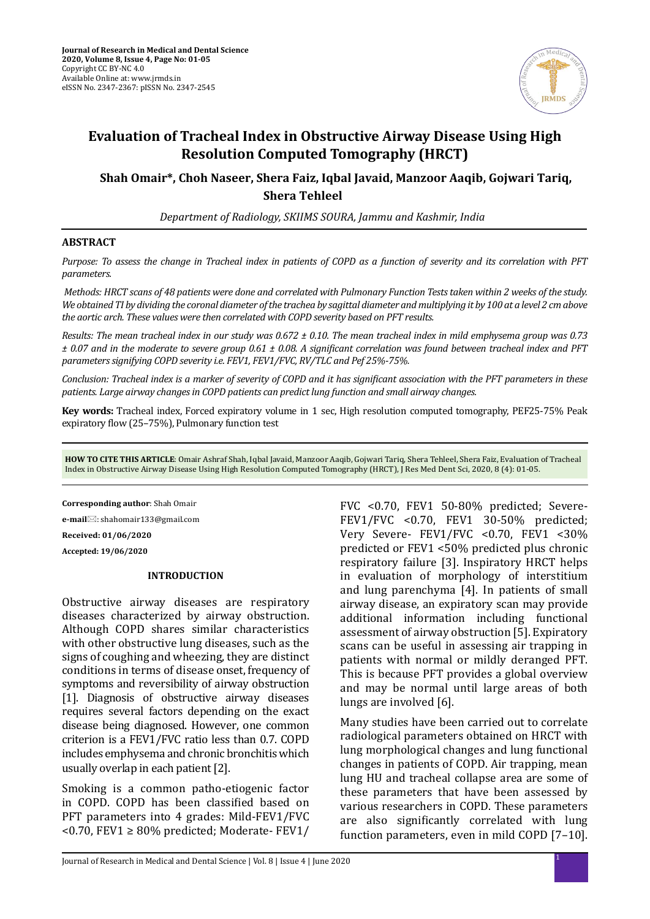# Evaluation of Tracheal Index in Obstructive Airway Disease Using High Resolution Computed Tomography (HRCT)

**Shah Omair\*, Choh Naseer, Shera Faiz, Iqbal Javaid, Manzoor Aaqib, Gojwari Tariq, Shera Tehleel**

*Department of Radiology, SKIIMS SOURA, Jammu and Kashmir, India*

## ABSTRACT

*Purpose: To assess the change in Tracheal index in patients of COPD as a function of severity and its correlation with PFT parameters.*

*Methods: HRCT scans of 48 patients were done and correlated with Pulmonary Function Tests taken within 2 weeks of the study. We obtained TI by dividing the coronal diameter of the trachea by sagittal diameter and multiplying it by 100 at a level 2 cm above the aortic arch. These values were then correlated with COPD severity based on PFT results.*

*Results: The mean tracheal index in our study was 0.672 ± 0.10. The mean tracheal index in mild emphysema group was 0.73 ± 0.07 and in the moderate to severe group 0.61 ± 0.08. A significant correlation was found between tracheal index and PFT parameters signifying COPD severity i.e. FEV1, FEV1/FVC, RV/TLC and Pef 25%-75%.*

*Conclusion: Tracheal index is a marker of severity of COPD and it has significant association with the PFT parameters in these patients. Large airway changes in COPD patients can predict lung function and small airway changes.*

**Key words:** Tracheal index, Forced expiratory volume in 1 sec, High resolution computed tomography, PEF25-75% Peak expiratory flow (25–75%), Pulmonary function test

**HOW TO CITE THIS ARTICLE**: Omair Ashraf Shah, Iqbal Javaid, Manzoor Aaqib, Gojwari Tariq, Shera Tehleel, Shera Faiz, Evaluation of Tracheal Index in Obstructive Airway Disease Using High Resolution Computed Tomography (HRCT), J Res Med Dent Sci, 2020, 8 (4): 01-05.

**Corresponding author**: Shah Omair

**e-mail**: shahomair133@gmail.com

**Received: 01/06/2020**

**Accepted: 19/06/2020**

## INTRODUCTION

Obstructive airway diseases are respiratory diseases characterized by airway obstruction. Although COPD shares similar characteristics with other obstructive lung diseases, such as the signs of coughing and wheezing, they are distinct conditions in terms of disease onset, frequency of symptoms and reversibility of airway obstruction [1]. Diagnosis of obstructive airway diseases requires several factors depending on the exact disease being diagnosed. However, one common criterion is a FEV1/FVC ratio less than 0.7. COPD includes emphysema and chronic bronchitis which usually overlap in each patient [2].

Smoking is a common patho-etiogenic factor in COPD. COPD has been classified based on PFT parameters into 4 grades: Mild-FEV1/FVC <0.70, FEV1 ≥ 80% predicted; Moderate- FEV1/FVC <0.70, FEV1 50-80% predicted; Severe-FEV1/FVC <0.70, FEV1 30-50% predicted; Very Severe- FEV1/FVC <0.70, FEV1 <30% predicted or FEV1 <50% predicted plus chronic respiratory failure [3]. Inspiratory HRCT helps in evaluation of morphology of interstitium and lung parenchyma [4]. In patients of small airway disease, an expiratory scan may provide additional information including functional assessment of airway obstruction [5]. Expiratory scans can be useful in assessing air trapping in patients with normal or mildly deranged PFT. This is because PFT provides a global overview and may be normal until large areas of both lungs are involved [6].

Many studies have been carried out to correlate radiological parameters obtained on HRCT with lung morphological changes and lung functional changes in patients of COPD. Air trapping, mean lung HU and tracheal collapse area are some of these parameters that have been assessed by various researchers in COPD. These parameters are also significantly correlated with lung function parameters, even in mild COPD [7–10].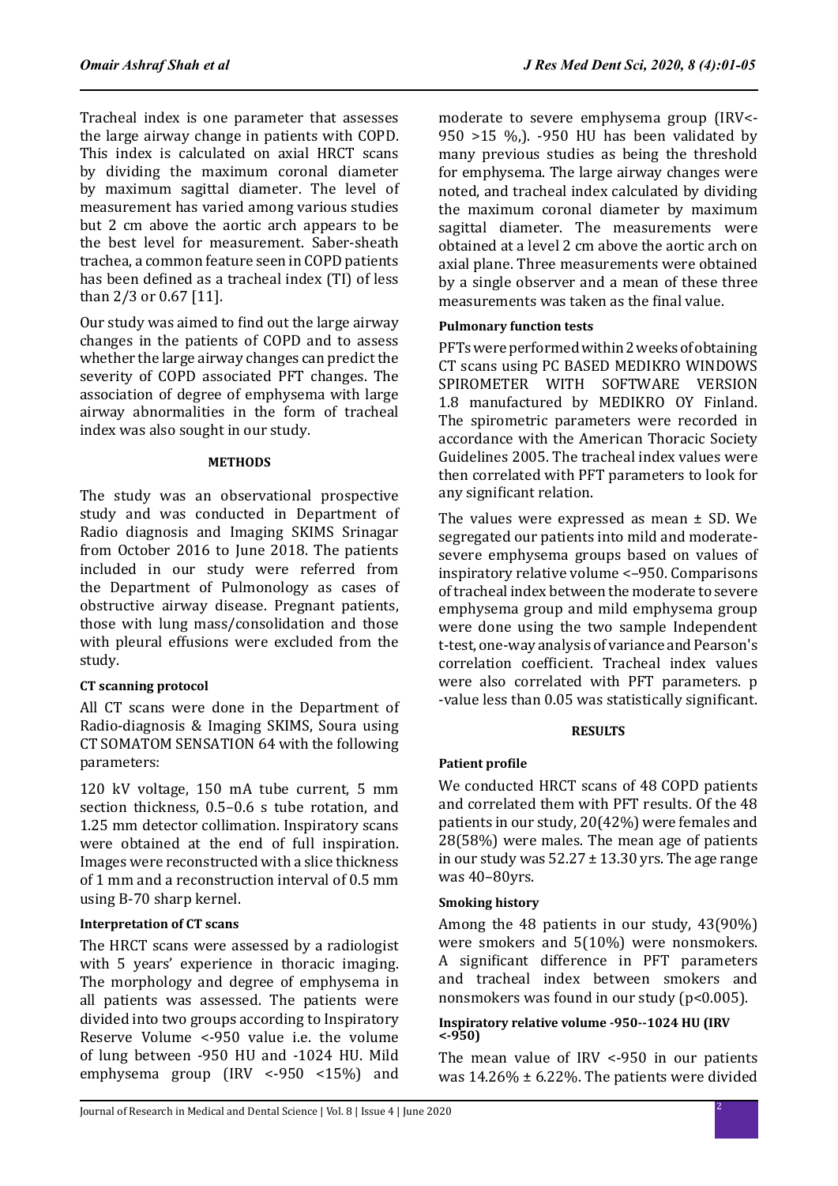Tracheal index is one parameter that assesses the large airway change in patients with COPD. This index is calculated on axial HRCT scans by dividing the maximum coronal diameter by maximum sagittal diameter. The level of measurement has varied among various studies but 2 cm above the aortic arch appears to be the best level for measurement. Saber-sheath trachea, a common feature seen in COPD patients has been defined as a tracheal index (TI) of less than 2/3 or 0.67 [11].

Our study was aimed to find out the large airway changes in the patients of COPD and to assess whether the large airway changes can predict the severity of COPD associated PFT changes. The association of degree of emphysema with large airway abnormalities in the form of tracheal index was also sought in our study.

## METHODS

The study was an observational prospective study and was conducted in Department of Radio diagnosis and Imaging SKIMS Srinagar from October 2016 to June 2018. The patients included in our study were referred from the Department of Pulmonology as cases of obstructive airway disease. Pregnant patients, those with lung mass/consolidation and those with pleural effusions were excluded from the study.

### CT scanning protocol

All CT scans were done in the Department of Radio-diagnosis & Imaging SKIMS, Soura using CT SOMATOM SENSATION 64 with the following parameters:

120 kV voltage, 150 mA tube current, 5 mm section thickness, 0.5–0.6 s tube rotation, and 1.25 mm detector collimation. Inspiratory scans were obtained at the end of full inspiration. Images were reconstructed with a slice thickness of 1 mm and a reconstruction interval of 0.5 mm using B-70 sharp kernel.

### Interpretation of CT scans

The HRCT scans were assessed by a radiologist with 5 years' experience in thoracic imaging. The morphology and degree of emphysema in all patients was assessed. The patients were divided into two groups according to Inspiratory Reserve Volume <-950 value i.e. the volume of lung between -950 HU and -1024 HU. Mild emphysema group (IRV <-950 <15%) and moderate to severe emphysema group (IRV<-950 >15 %,). -950 HU has been validated by many previous studies as being the threshold for emphysema. The large airway changes were noted, and tracheal index calculated by dividing the maximum coronal diameter by maximum sagittal diameter. The measurements were obtained at a level 2 cm above the aortic arch on axial plane. Three measurements were obtained by a single observer and a mean of these three measurements was taken as the final value.

### Pulmonary function tests

PFTs were performed within 2 weeks of obtaining CT scans using PC BASED MEDIKRO WINDOWS SPIROMETER WITH SOFTWARE VERSION 1.8 manufactured by MEDIKRO OY Finland. The spirometric parameters were recorded in accordance with the American Thoracic Society Guidelines 2005. The tracheal index values were then correlated with PFT parameters to look for any significant relation.

The values were expressed as mean ± SD. We segregated our patients into mild and moderate-severe emphysema groups based on values of inspiratory relative volume <–950. Comparisons of tracheal index between the moderate to severe emphysema group and mild emphysema group were done using the two sample Independent t-test, one-way analysis of variance and Pearson's correlation coefficient. Tracheal index values were also correlated with PFT parameters. p -value less than 0.05 was statistically significant.

## RESULTS

### Patient profile

We conducted HRCT scans of 48 COPD patients and correlated them with PFT results. Of the 48 patients in our study, 20(42%) were females and 28(58%) were males. The mean age of patients in our study was 52.27 ± 13.30 yrs. The age range was 40–80yrs.

### Smoking history

Among the 48 patients in our study, 43(90%) were smokers and 5(10%) were nonsmokers. A significant difference in PFT parameters and tracheal index between smokers and nonsmokers was found in our study (p<0.005).

### Inspiratory relative volume -950--1024 HU (IRV <-950)

The mean value of IRV <-950 in our patients was 14.26% ± 6.22%. The patients were divided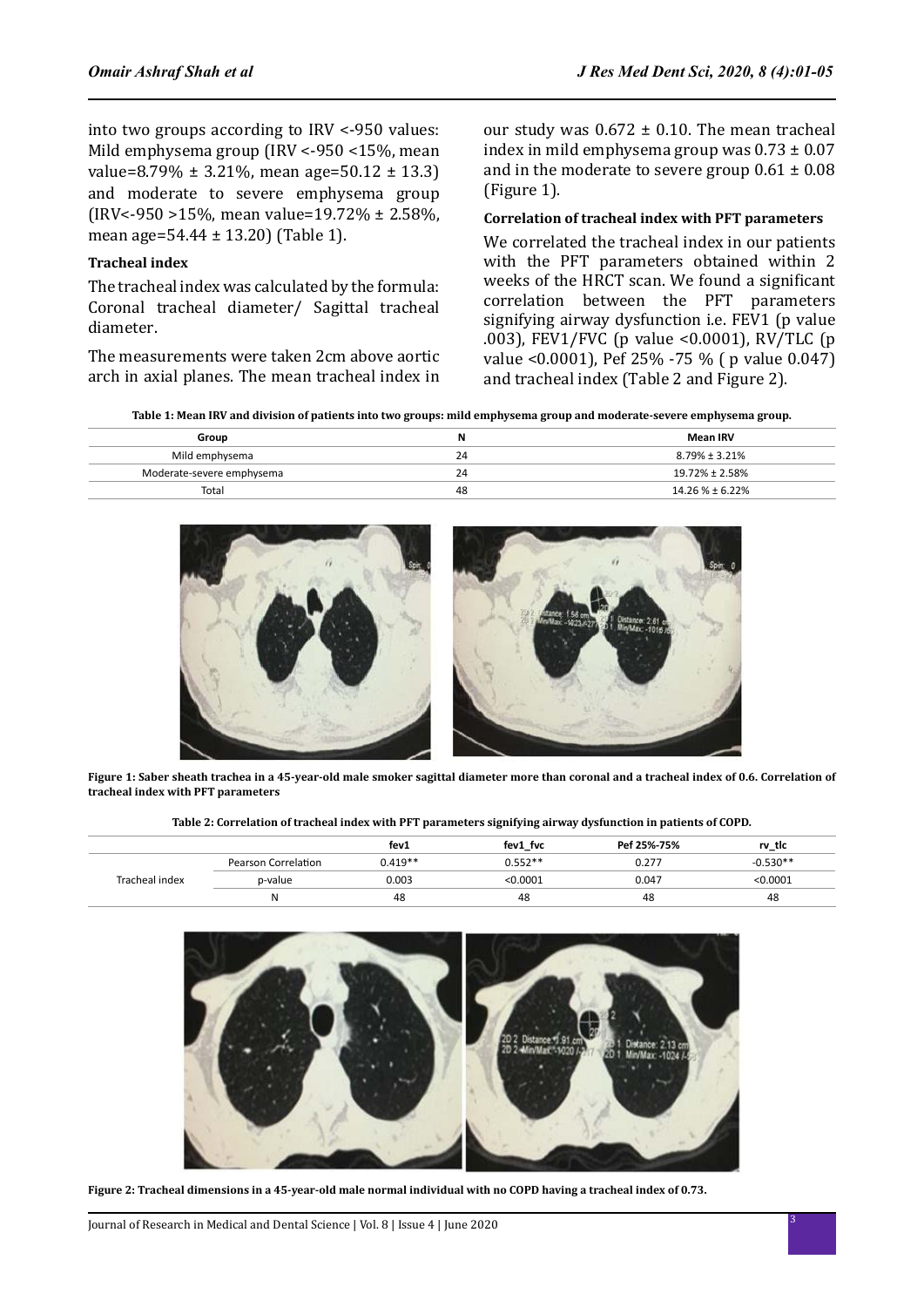into two groups according to IRV <-950 values: Mild emphysema group (IRV <-950 <15%, mean value=8.79% ± 3.21%, mean age=50.12 ± 13.3) and moderate to severe emphysema group (IRV<-950 >15%, mean value=19.72% ± 2.58%, mean age=54.44 ± 13.20) (Table 1).

**Tracheal index**

The tracheal index was calculated by the formula: Coronal tracheal diameter/ Sagittal tracheal diameter.

The measurements were taken 2cm above aortic arch in axial planes. The mean tracheal index in our study was 0.672 ± 0.10. The mean tracheal index in mild emphysema group was 0.73 ± 0.07 and in the moderate to severe group 0.61 ± 0.08 (Figure 1).

**Correlation of tracheal index with PFT parameters**

We correlated the tracheal index in our patients with the PFT parameters obtained within 2 weeks of the HRCT scan. We found a significant correlation between the PFT parameters signifying airway dysfunction i.e. FEV1 (p value .003), FEV1/FVC (p value <0.0001), RV/TLC (p value <0.0001), Pef 25% -75 % ( p value 0.047) and tracheal index (Table 2 and Figure 2).

**Table 1: Mean IRV and division of patients into two groups: mild emphysema group and moderate-severe emphysema group.**

| Group | N | Mean IRV |
|---|---|---|
| Mild emphysema | 24 | 8.79% ± 3.21% |
| Moderate-severe emphysema | 24 | 19.72% ± 2.58% |
| Total | 48 | 14.26 % ± 6.22% |

**Figure 1: Saber sheath trachea in a 45-year-old male smoker sagittal diameter more than coronal and a tracheal index of 0.6. Correlation of tracheal index with PFT parameters**

**Table 2: Correlation of tracheal index with PFT parameters signifying airway dysfunction in patients of COPD.**

| | | fev1 | fev1_fvc | Pef 25%-75% | rv_tlc |
|---|---|---|---|---|---|
| Tracheal index | Pearson Correlation | 0.419** | 0.552** | 0.277 | -0.530** |
| | p-value | 0.003 | <0.0001 | 0.047 | <0.0001 |
| | N | 48 | 48 | 48 | 48 |

**Figure 2: Tracheal dimensions in a 45-year-old male normal individual with no COPD having a tracheal index of 0.73.**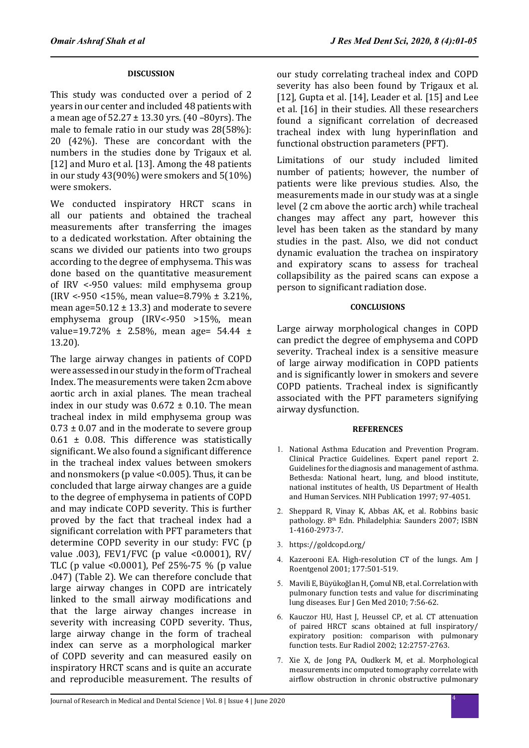### DISCUSSION

This study was conducted over a period of 2 years in our center and included 48 patients with a mean age of 52.27 ± 13.30 yrs. (40 –80yrs). The male to female ratio in our study was 28(58%): 20 (42%). These are concordant with the numbers in the studies done by Trigaux et al. [12] and Muro et al. [13]. Among the 48 patients in our study 43(90%) were smokers and 5(10%) were smokers.

We conducted inspiratory HRCT scans in all our patients and obtained the tracheal measurements after transferring the images to a dedicated workstation. After obtaining the scans we divided our patients into two groups according to the degree of emphysema. This was done based on the quantitative measurement of IRV <-950 values: mild emphysema group (IRV <-950 <15%, mean value=8.79% ± 3.21%, mean age=50.12 ± 13.3) and moderate to severe emphysema group (IRV<-950 >15%, mean value=19.72% ± 2.58%, mean age= 54.44 ± 13.20).

The large airway changes in patients of COPD were assessed in our study in the form of Tracheal Index. The measurements were taken 2cm above aortic arch in axial planes. The mean tracheal index in our study was 0.672 ± 0.10. The mean tracheal index in mild emphysema group was 0.73 ± 0.07 and in the moderate to severe group 0.61 ± 0.08. This difference was statistically significant. We also found a significant difference in the tracheal index values between smokers and nonsmokers (p value <0.005). Thus, it can be concluded that large airway changes are a guide to the degree of emphysema in patients of COPD and may indicate COPD severity. This is further proved by the fact that tracheal index had a significant correlation with PFT parameters that determine COPD severity in our study: FVC (p value .003), FEV1/FVC (p value <0.0001), RV/TLC (p value <0.0001), Pef 25%-75 % (p value .047) (Table 2). We can therefore conclude that large airway changes in COPD are intricately linked to the small airway modifications and that the large airway changes increase in severity with increasing COPD severity. Thus, large airway change in the form of tracheal index can serve as a morphological marker of COPD severity and can measured easily on inspiratory HRCT scans and is quite an accurate and reproducible measurement. The results of our study correlating tracheal index and COPD severity has also been found by Trigaux et al. [12], Gupta et al. [14], Leader et al. [15] and Lee et al. [16] in their studies. All these researchers found a significant correlation of decreased tracheal index with lung hyperinflation and functional obstruction parameters (PFT).

Limitations of our study included limited number of patients; however, the number of patients were like previous studies. Also, the measurements made in our study was at a single level (2 cm above the aortic arch) while tracheal changes may affect any part, however this level has been taken as the standard by many studies in the past. Also, we did not conduct dynamic evaluation the trachea on inspiratory and expiratory scans to assess for tracheal collapsibility as the paired scans can expose a person to significant radiation dose.

### CONCLUSIONS

Large airway morphological changes in COPD can predict the degree of emphysema and COPD severity. Tracheal index is a sensitive measure of large airway modification in COPD patients and is significantly lower in smokers and severe COPD patients. Tracheal index is significantly associated with the PFT parameters signifying airway dysfunction.

### REFERENCES

1. National Asthma Education and Prevention Program. Clinical Practice Guidelines. Expert panel report 2. Guidelines for the diagnosis and management of asthma. Bethesda: National heart, lung, and blood institute, national institutes of health, US Department of Health and Human Services. NIH Publication 1997; 97-4051.
2. Sheppard R, Vinay K, Abbas AK, et al. Robbins basic pathology. 8th Edn. Philadelphia: Saunders 2007; ISBN 1-4160-2973-7.
3. https://goldcopd.org/
4. Kazerooni EA. High-resolution CT of the lungs. Am J Roentgenol 2001; 177:501-519.
5. Mavili E, Büyükoğlan H, Çomul NB, et al. Correlation with pulmonary function tests and value for discriminating lung diseases. Eur J Gen Med 2010; 7:56-62.
6. Kauczor HU, Hast J, Heussel CP, et al. CT attenuation of paired HRCT scans obtained at full inspiratory/expiratory position: comparison with pulmonary function tests. Eur Radiol 2002; 12:2757-2763.
7. Xie X, de Jong PA, Oudkerk M, et al. Morphological measurements inc omputed tomography correlate with airflow obstruction in chronic obstructive pulmonary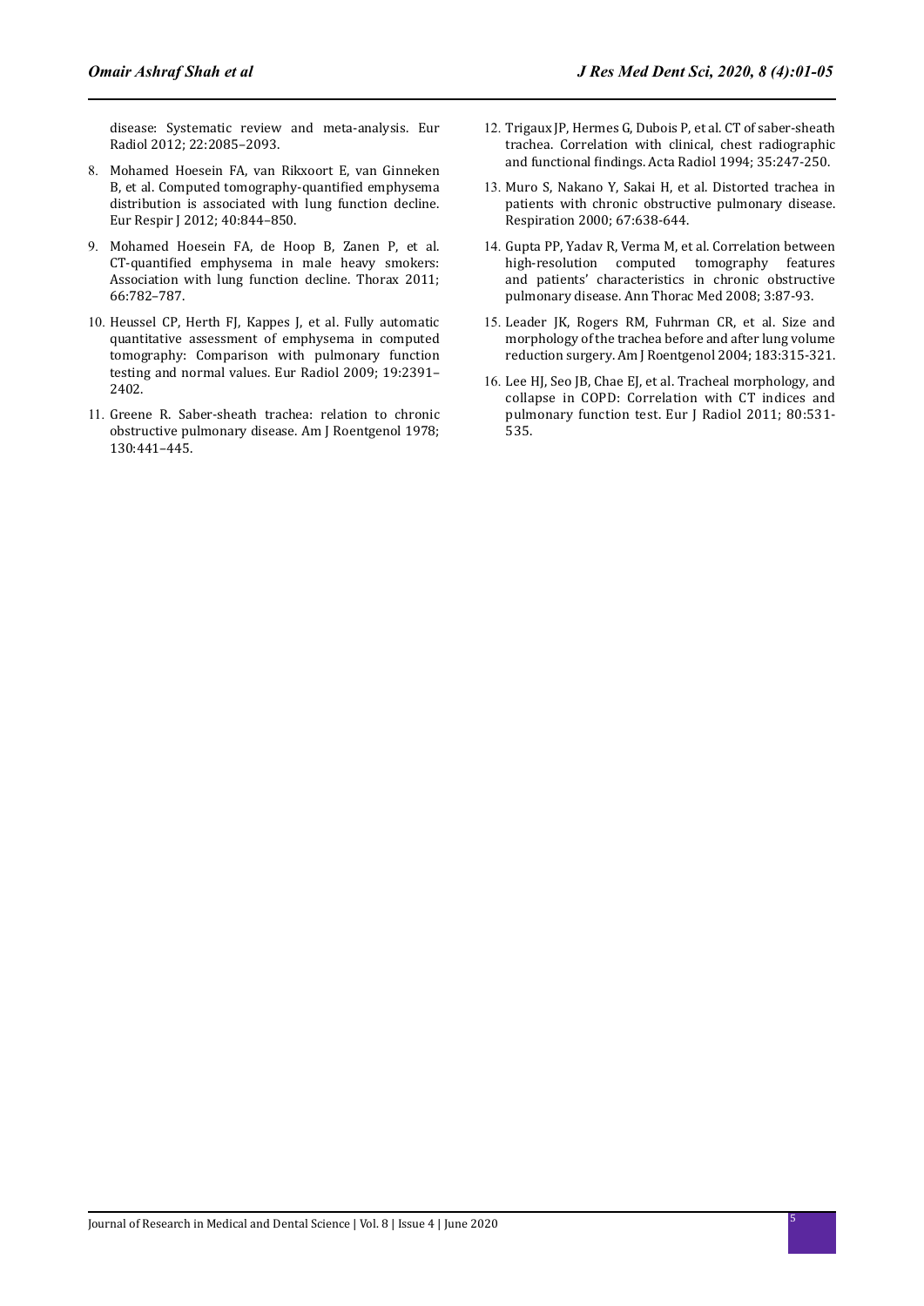disease: Systematic review and meta-analysis. Eur Radiol 2012; 22:2085–2093.

8. Mohamed Hoesein FA, van Rikxoort E, van Ginneken B, et al. Computed tomography-quantified emphysema distribution is associated with lung function decline. Eur Respir J 2012; 40:844–850.
9. Mohamed Hoesein FA, de Hoop B, Zanen P, et al. CT-quantified emphysema in male heavy smokers: Association with lung function decline. Thorax 2011; 66:782–787.
10. Heussel CP, Herth FJ, Kappes J, et al. Fully automatic quantitative assessment of emphysema in computed tomography: Comparison with pulmonary function testing and normal values. Eur Radiol 2009; 19:2391–2402.
11. Greene R. Saber-sheath trachea: relation to chronic obstructive pulmonary disease. Am J Roentgenol 1978; 130:441–445.
12. Trigaux JP, Hermes G, Dubois P, et al. CT of saber-sheath trachea. Correlation with clinical, chest radiographic and functional findings. Acta Radiol 1994; 35:247-250.
13. Muro S, Nakano Y, Sakai H, et al. Distorted trachea in patients with chronic obstructive pulmonary disease. Respiration 2000; 67:638-644.
14. Gupta PP, Yadav R, Verma M, et al. Correlation between high-resolution computed tomography features and patients' characteristics in chronic obstructive pulmonary disease. Ann Thorac Med 2008; 3:87-93.
15. Leader JK, Rogers RM, Fuhrman CR, et al. Size and morphology of the trachea before and after lung volume reduction surgery. Am J Roentgenol 2004; 183:315-321.
16. Lee HJ, Seo JB, Chae EJ, et al. Tracheal morphology, and collapse in COPD: Correlation with CT indices and pulmonary function test. Eur J Radiol 2011; 80:531-535.